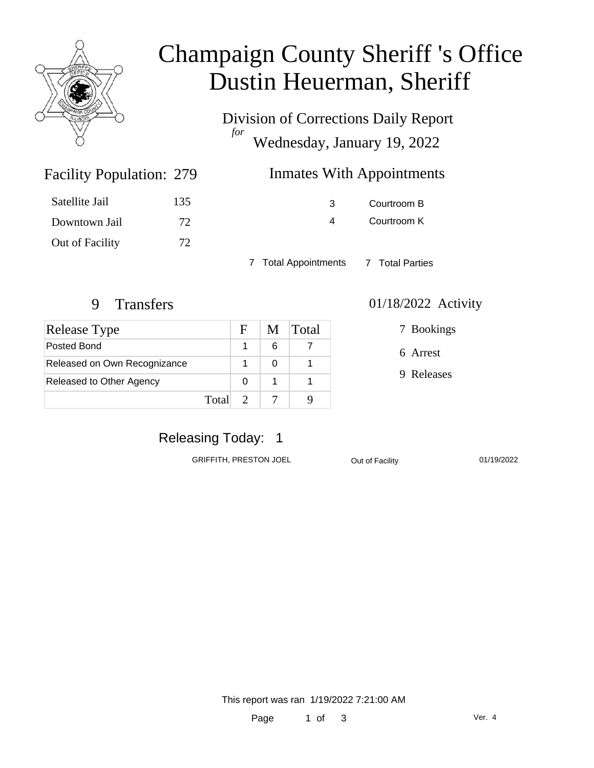# Champaign County Sheriff 's Office
# Dustin Heuerman, Sheriff

Division of Corrections Daily Report
*for*
Wednesday, January 19, 2022

## Facility Population: 279

| | |
|---|---|
| Satellite Jail | 135 |
| Downtown Jail | 72 |
| Out of Facility | 72 |

## Inmates With Appointments

| | |
|---|---|
| 3 | Courtroom B |
| 4 | Courtroom K |

7 Total Appointments  7 Total Parties

## 9 Transfers

| Release Type | F | M | Total |
|---|---|---|---|
| Posted Bond | 1 | 6 | 7 |
| Released on Own Recognizance | 1 | 0 | 1 |
| Released to Other Agency | 0 | 1 | 1 |
| Total | 2 | 7 | 9 |

## 01/18/2022 Activity

7 Bookings

6 Arrest

9 Releases

## Releasing Today: 1

| | | |
|---|---|---|
| GRIFFITH, PRESTON JOEL | Out of Facility | 01/19/2022 |

This report was ran 1/19/2022 7:21:00 AM

Ver. 4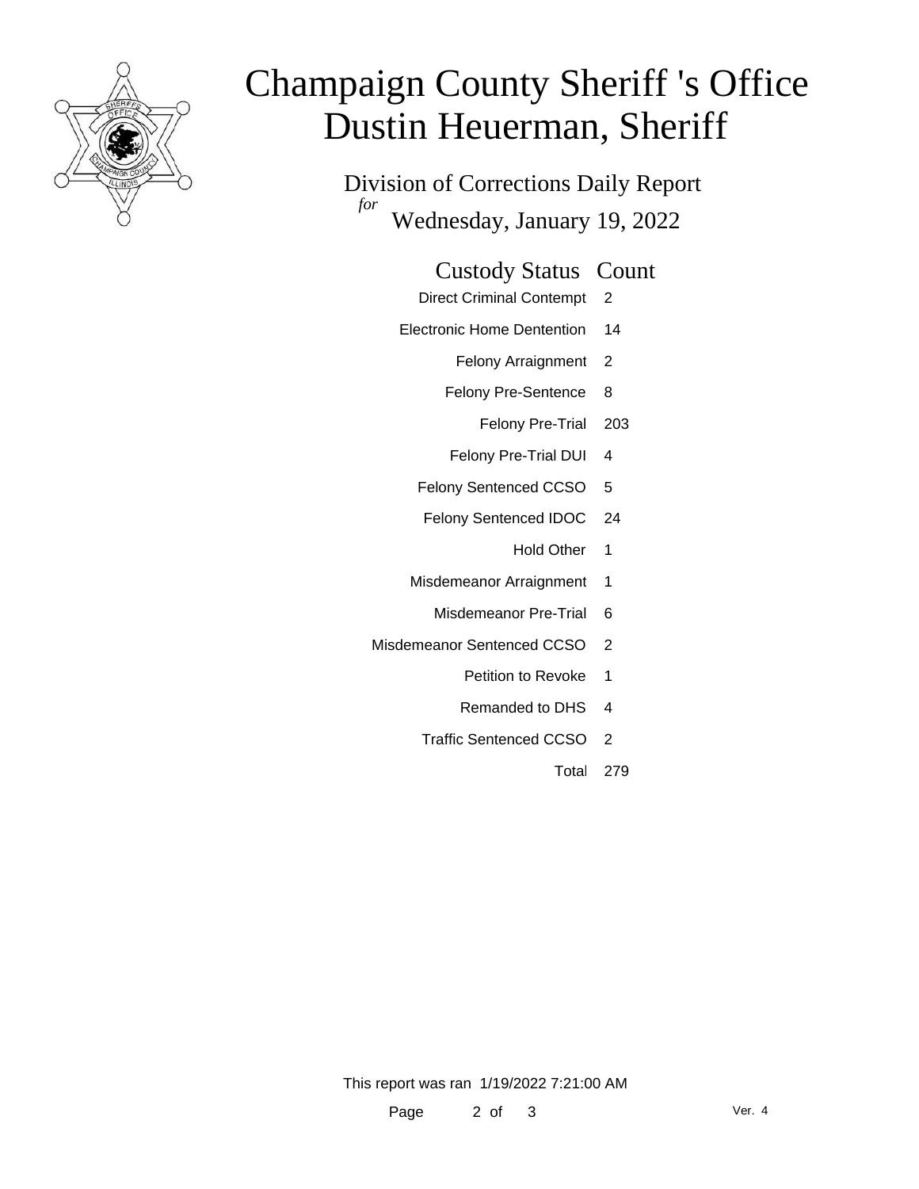# Champaign County Sheriff 's Office
# Dustin Heuerman, Sheriff

## Division of Corrections Daily Report

*for* Wednesday, January 19, 2022

| Custody Status | Count |
|---|---|
| Direct Criminal Contempt | 2 |
| Electronic Home Dentention | 14 |
| Felony Arraignment | 2 |
| Felony Pre-Sentence | 8 |
| Felony Pre-Trial | 203 |
| Felony Pre-Trial DUI | 4 |
| Felony Sentenced CCSO | 5 |
| Felony Sentenced IDOC | 24 |
| Hold Other | 1 |
| Misdemeanor Arraignment | 1 |
| Misdemeanor Pre-Trial | 6 |
| Misdemeanor Sentenced CCSO | 2 |
| Petition to Revoke | 1 |
| Remanded to DHS | 4 |
| Traffic Sentenced CCSO | 2 |
| Total | 279 |

This report was ran 1/19/2022 7:21:00 AM

Ver. 4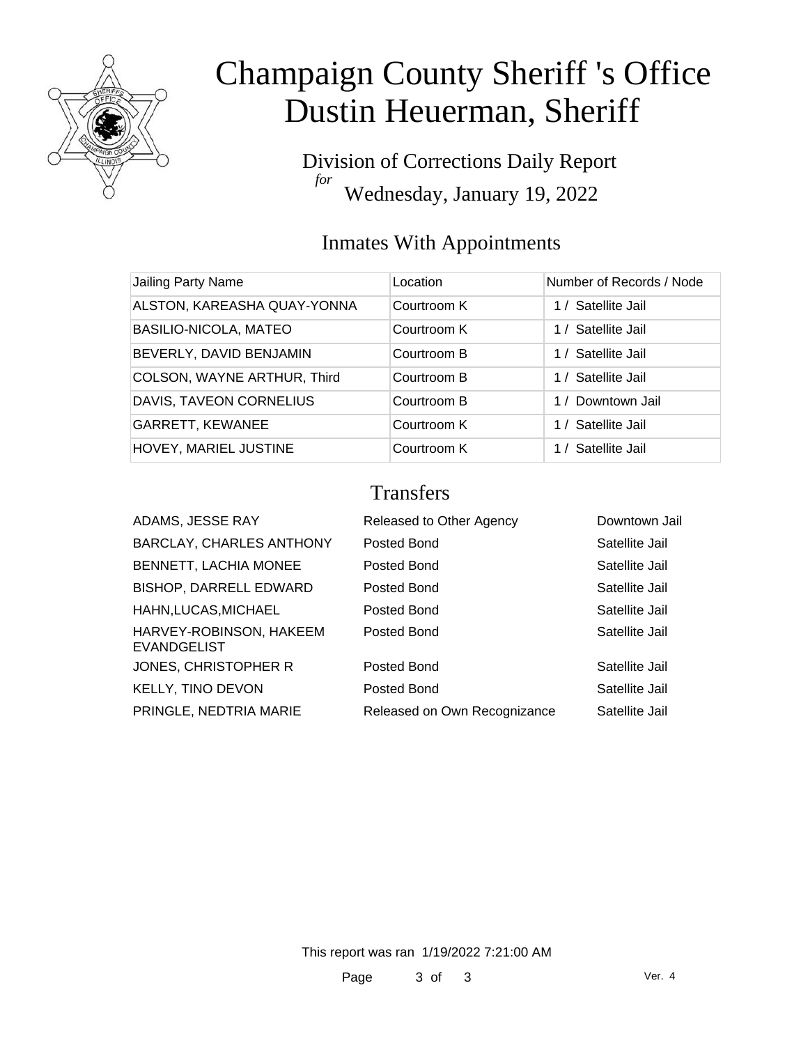# Champaign County Sheriff 's Office
# Dustin Heuerman, Sheriff

Division of Corrections Daily Report
*for*
Wednesday, January 19, 2022

## Inmates With Appointments

| Jailing Party Name | Location | Number of Records / Node |
|---|---|---|
| ALSTON, KAREASHA QUAY-YONNA | Courtroom K | 1 / Satellite Jail |
| BASILIO-NICOLA, MATEO | Courtroom K | 1 / Satellite Jail |
| BEVERLY, DAVID BENJAMIN | Courtroom B | 1 / Satellite Jail |
| COLSON, WAYNE ARTHUR, Third | Courtroom B | 1 / Satellite Jail |
| DAVIS, TAVEON CORNELIUS | Courtroom B | 1 / Downtown Jail |
| GARRETT, KEWANEE | Courtroom K | 1 / Satellite Jail |
| HOVEY, MARIEL JUSTINE | Courtroom K | 1 / Satellite Jail |

## Transfers

| | | |
|---|---|---|
| ADAMS, JESSE RAY | Released to Other Agency | Downtown Jail |
| BARCLAY, CHARLES ANTHONY | Posted Bond | Satellite Jail |
| BENNETT, LACHIA MONEE | Posted Bond | Satellite Jail |
| BISHOP, DARRELL EDWARD | Posted Bond | Satellite Jail |
| HAHN,LUCAS,MICHAEL | Posted Bond | Satellite Jail |
| HARVEY-ROBINSON, HAKEEM EVANDGELIST | Posted Bond | Satellite Jail |
| JONES, CHRISTOPHER R | Posted Bond | Satellite Jail |
| KELLY, TINO DEVON | Posted Bond | Satellite Jail |
| PRINGLE, NEDTRIA MARIE | Released on Own Recognizance | Satellite Jail |

This report was ran 1/19/2022 7:21:00 AM

Ver. 4